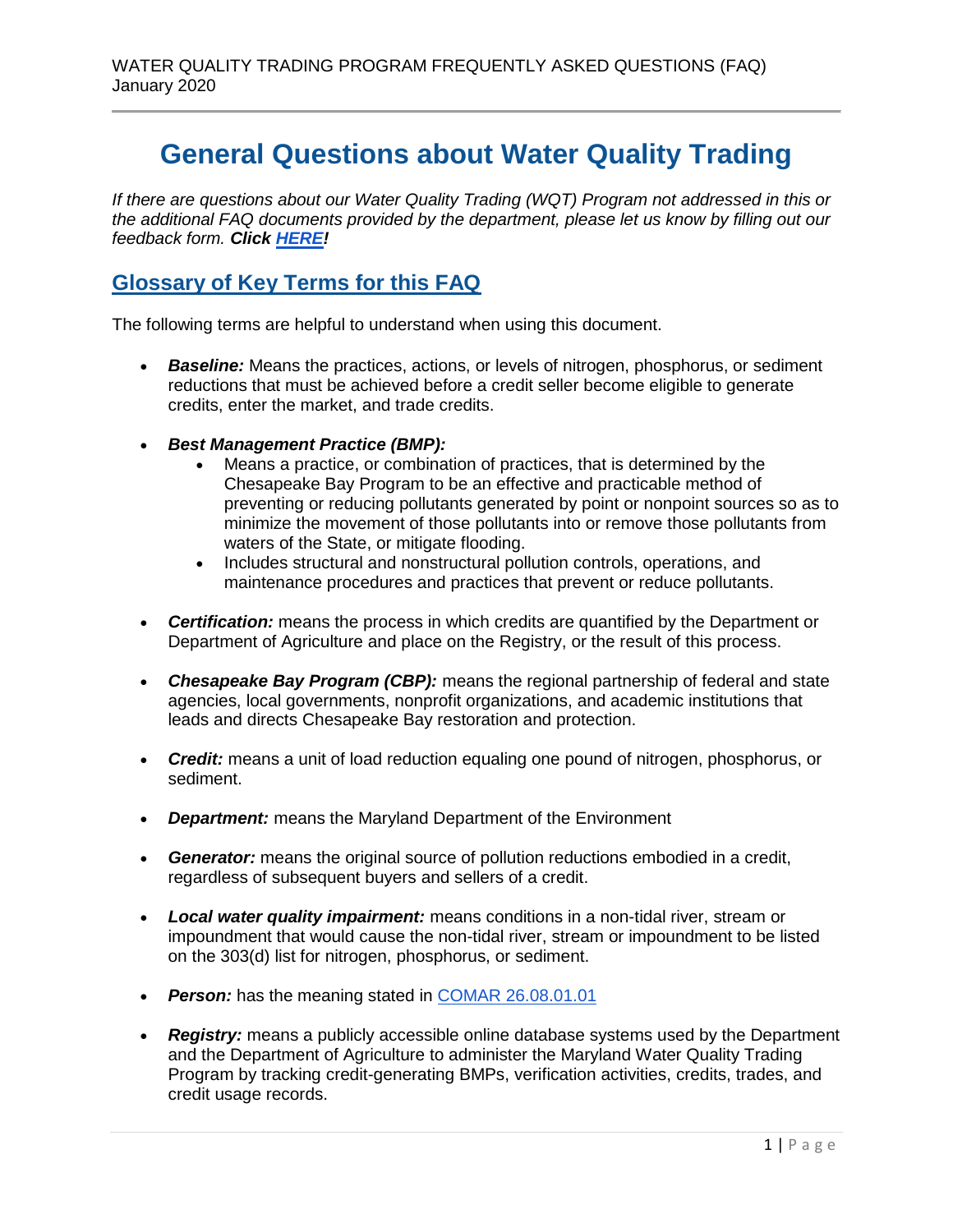# General Questions about Water Quality Trading

*If there are questions about our Water Quality Trading (WQT) Program not addressed in this or the additional FAQ documents provided by the department, please let us know by filling out our feedback form.* ***Click [HERE](#)!***

## Glossary of Key Terms for this FAQ

The following terms are helpful to understand when using this document.

- ***Baseline:*** Means the practices, actions, or levels of nitrogen, phosphorus, or sediment reductions that must be achieved before a credit seller become eligible to generate credits, enter the market, and trade credits.
- ***Best Management Practice (BMP):***
  - Means a practice, or combination of practices, that is determined by the Chesapeake Bay Program to be an effective and practicable method of preventing or reducing pollutants generated by point or nonpoint sources so as to minimize the movement of those pollutants into or remove those pollutants from waters of the State, or mitigate flooding.
  - Includes structural and nonstructural pollution controls, operations, and maintenance procedures and practices that prevent or reduce pollutants.
- ***Certification:*** means the process in which credits are quantified by the Department or Department of Agriculture and place on the Registry, or the result of this process.
- ***Chesapeake Bay Program (CBP):*** means the regional partnership of federal and state agencies, local governments, nonprofit organizations, and academic institutions that leads and directs Chesapeake Bay restoration and protection.
- ***Credit:*** means a unit of load reduction equaling one pound of nitrogen, phosphorus, or sediment.
- ***Department:*** means the Maryland Department of the Environment
- ***Generator:*** means the original source of pollution reductions embodied in a credit, regardless of subsequent buyers and sellers of a credit.
- ***Local water quality impairment:*** means conditions in a non-tidal river, stream or impoundment that would cause the non-tidal river, stream or impoundment to be listed on the 303(d) list for nitrogen, phosphorus, or sediment.
- ***Person:*** has the meaning stated in [COMAR 26.08.01.01](#)
- ***Registry:*** means a publicly accessible online database systems used by the Department and the Department of Agriculture to administer the Maryland Water Quality Trading Program by tracking credit-generating BMPs, verification activities, credits, trades, and credit usage records.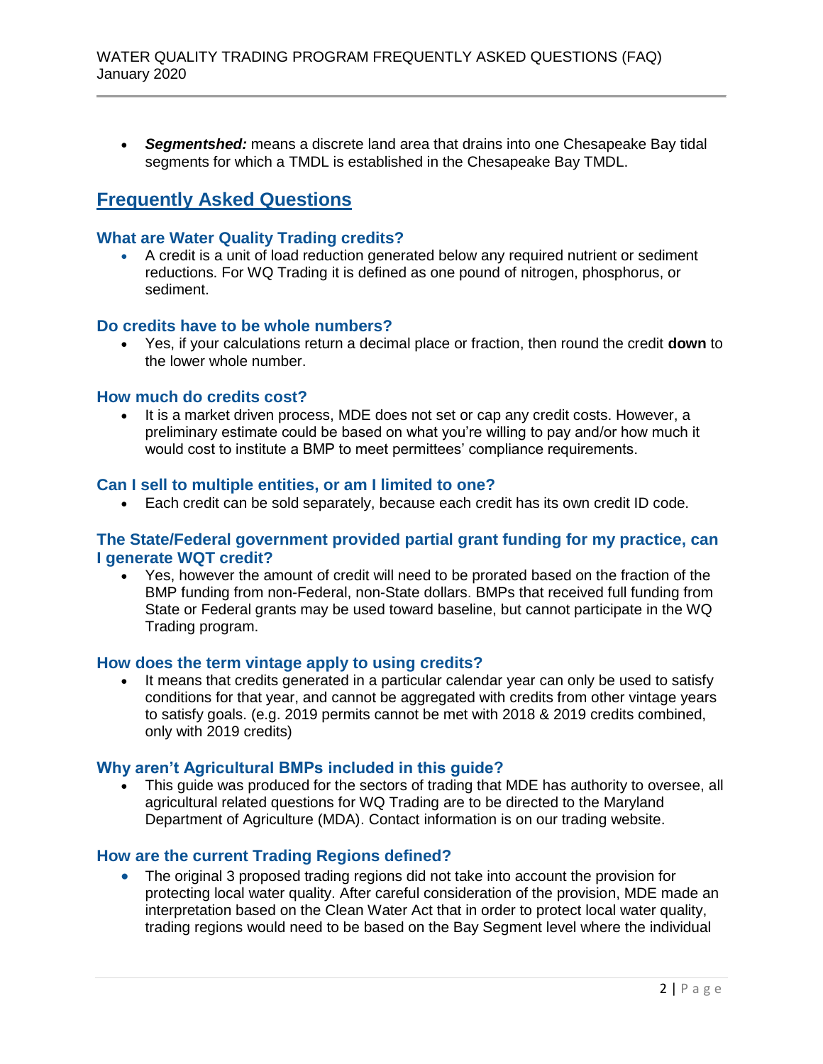- ***Segmentshed:*** means a discrete land area that drains into one Chesapeake Bay tidal segments for which a TMDL is established in the Chesapeake Bay TMDL.

## Frequently Asked Questions

### What are Water Quality Trading credits?

- A credit is a unit of load reduction generated below any required nutrient or sediment reductions. For WQ Trading it is defined as one pound of nitrogen, phosphorus, or sediment.

### Do credits have to be whole numbers?

- Yes, if your calculations return a decimal place or fraction, then round the credit **down** to the lower whole number.

### How much do credits cost?

- It is a market driven process, MDE does not set or cap any credit costs. However, a preliminary estimate could be based on what you're willing to pay and/or how much it would cost to institute a BMP to meet permittees' compliance requirements.

### Can I sell to multiple entities, or am I limited to one?

- Each credit can be sold separately, because each credit has its own credit ID code.

### The State/Federal government provided partial grant funding for my practice, can I generate WQT credit?

- Yes, however the amount of credit will need to be prorated based on the fraction of the BMP funding from non-Federal, non-State dollars. BMPs that received full funding from State or Federal grants may be used toward baseline, but cannot participate in the WQ Trading program.

### How does the term vintage apply to using credits?

- It means that credits generated in a particular calendar year can only be used to satisfy conditions for that year, and cannot be aggregated with credits from other vintage years to satisfy goals. (e.g. 2019 permits cannot be met with 2018 & 2019 credits combined, only with 2019 credits)

### Why aren't Agricultural BMPs included in this guide?

- This guide was produced for the sectors of trading that MDE has authority to oversee, all agricultural related questions for WQ Trading are to be directed to the Maryland Department of Agriculture (MDA). Contact information is on our trading website.

### How are the current Trading Regions defined?

- The original 3 proposed trading regions did not take into account the provision for protecting local water quality. After careful consideration of the provision, MDE made an interpretation based on the Clean Water Act that in order to protect local water quality, trading regions would need to be based on the Bay Segment level where the individual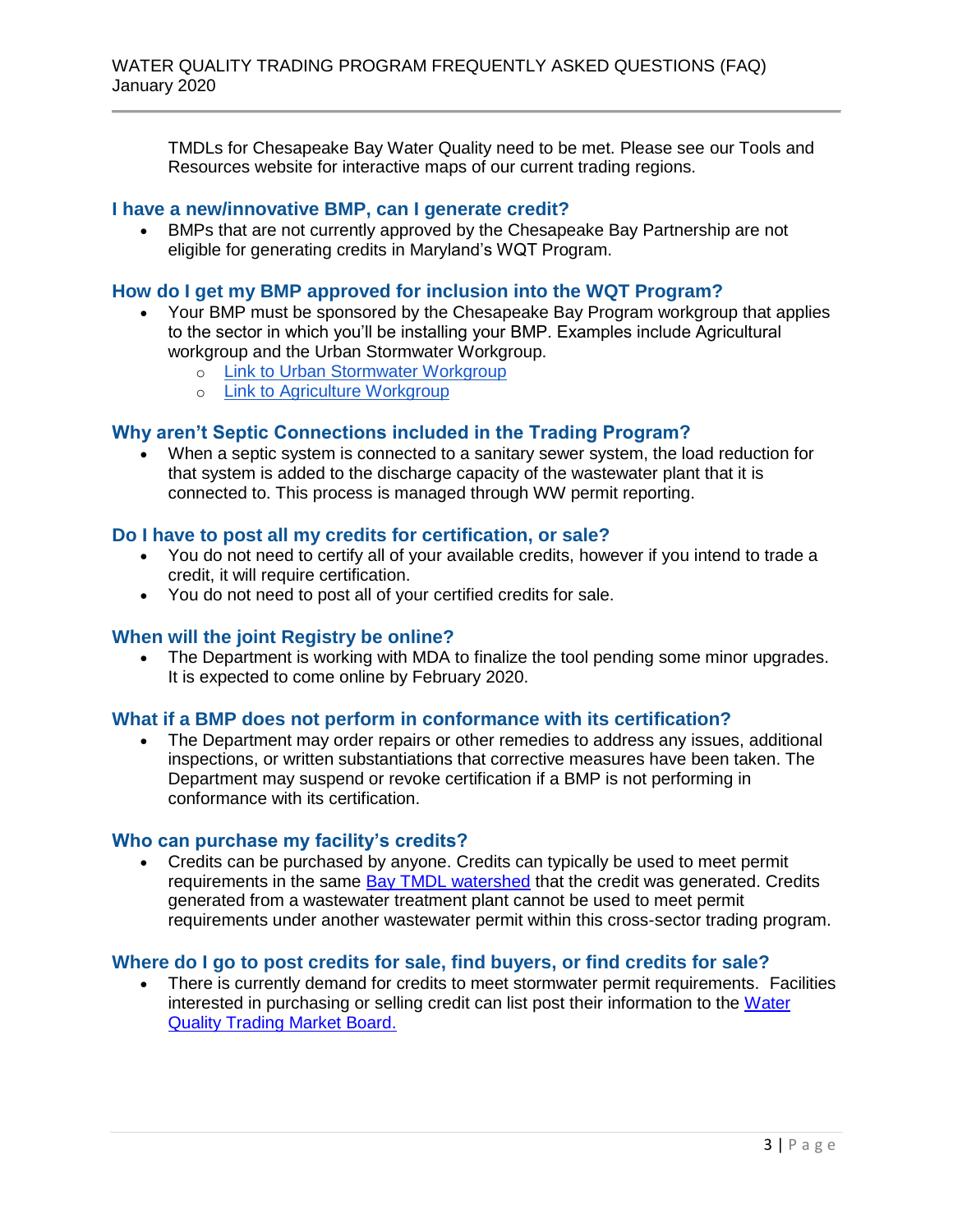TMDLs for Chesapeake Bay Water Quality need to be met. Please see our Tools and Resources website for interactive maps of our current trading regions.

## I have a new/innovative BMP, can I generate credit?

- BMPs that are not currently approved by the Chesapeake Bay Partnership are not eligible for generating credits in Maryland's WQT Program.

## How do I get my BMP approved for inclusion into the WQT Program?

- Your BMP must be sponsored by the Chesapeake Bay Program workgroup that applies to the sector in which you'll be installing your BMP. Examples include Agricultural workgroup and the Urban Stormwater Workgroup.
  - Link to Urban Stormwater Workgroup
  - Link to Agriculture Workgroup

## Why aren't Septic Connections included in the Trading Program?

- When a septic system is connected to a sanitary sewer system, the load reduction for that system is added to the discharge capacity of the wastewater plant that it is connected to. This process is managed through WW permit reporting.

## Do I have to post all my credits for certification, or sale?

- You do not need to certify all of your available credits, however if you intend to trade a credit, it will require certification.
- You do not need to post all of your certified credits for sale.

## When will the joint Registry be online?

- The Department is working with MDA to finalize the tool pending some minor upgrades. It is expected to come online by February 2020.

## What if a BMP does not perform in conformance with its certification?

- The Department may order repairs or other remedies to address any issues, additional inspections, or written substantiations that corrective measures have been taken. The Department may suspend or revoke certification if a BMP is not performing in conformance with its certification.

## Who can purchase my facility's credits?

- Credits can be purchased by anyone. Credits can typically be used to meet permit requirements in the same Bay TMDL watershed that the credit was generated. Credits generated from a wastewater treatment plant cannot be used to meet permit requirements under another wastewater permit within this cross-sector trading program.

## Where do I go to post credits for sale, find buyers, or find credits for sale?

- There is currently demand for credits to meet stormwater permit requirements. Facilities interested in purchasing or selling credit can list post their information to the Water Quality Trading Market Board.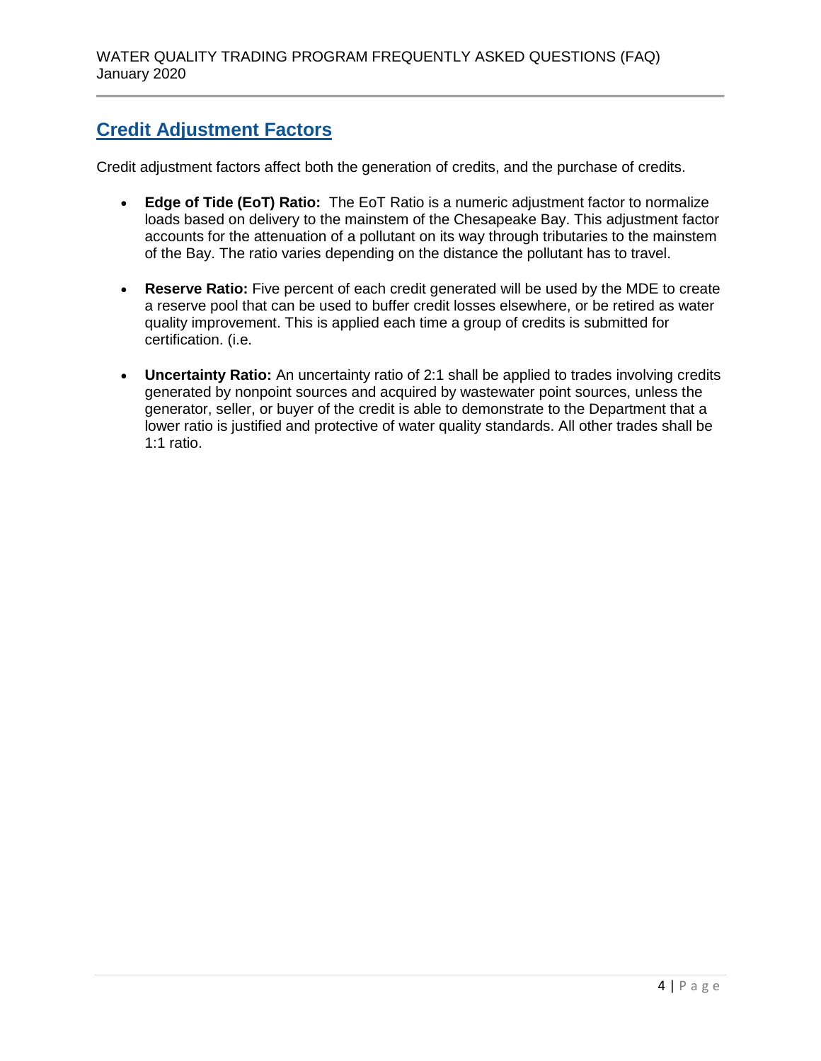## Credit Adjustment Factors

Credit adjustment factors affect both the generation of credits, and the purchase of credits.

- **Edge of Tide (EoT) Ratio:** The EoT Ratio is a numeric adjustment factor to normalize loads based on delivery to the mainstem of the Chesapeake Bay. This adjustment factor accounts for the attenuation of a pollutant on its way through tributaries to the mainstem of the Bay. The ratio varies depending on the distance the pollutant has to travel.

- **Reserve Ratio:** Five percent of each credit generated will be used by the MDE to create a reserve pool that can be used to buffer credit losses elsewhere, or be retired as water quality improvement. This is applied each time a group of credits is submitted for certification. (i.e.

- **Uncertainty Ratio:** An uncertainty ratio of 2:1 shall be applied to trades involving credits generated by nonpoint sources and acquired by wastewater point sources, unless the generator, seller, or buyer of the credit is able to demonstrate to the Department that a lower ratio is justified and protective of water quality standards. All other trades shall be 1:1 ratio.